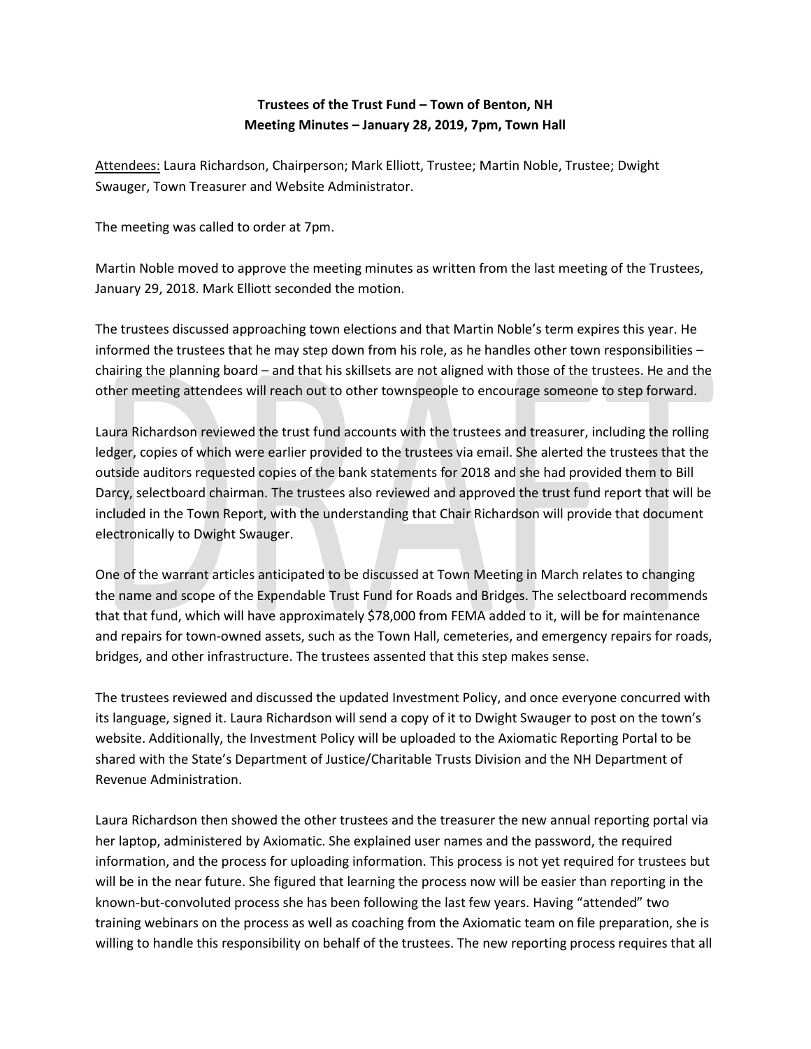**Trustees of the Trust Fund – Town of Benton, NH**
**Meeting Minutes – January 28, 2019, 7pm, Town Hall**

Attendees: Laura Richardson, Chairperson; Mark Elliott, Trustee; Martin Noble, Trustee; Dwight Swauger, Town Treasurer and Website Administrator.

The meeting was called to order at 7pm.

Martin Noble moved to approve the meeting minutes as written from the last meeting of the Trustees, January 29, 2018. Mark Elliott seconded the motion.

The trustees discussed approaching town elections and that Martin Noble's term expires this year. He informed the trustees that he may step down from his role, as he handles other town responsibilities – chairing the planning board – and that his skillsets are not aligned with those of the trustees. He and the other meeting attendees will reach out to other townspeople to encourage someone to step forward.

Laura Richardson reviewed the trust fund accounts with the trustees and treasurer, including the rolling ledger, copies of which were earlier provided to the trustees via email. She alerted the trustees that the outside auditors requested copies of the bank statements for 2018 and she had provided them to Bill Darcy, selectboard chairman. The trustees also reviewed and approved the trust fund report that will be included in the Town Report, with the understanding that Chair Richardson will provide that document electronically to Dwight Swauger.

One of the warrant articles anticipated to be discussed at Town Meeting in March relates to changing the name and scope of the Expendable Trust Fund for Roads and Bridges. The selectboard recommends that that fund, which will have approximately $78,000 from FEMA added to it, will be for maintenance and repairs for town-owned assets, such as the Town Hall, cemeteries, and emergency repairs for roads, bridges, and other infrastructure. The trustees assented that this step makes sense.

The trustees reviewed and discussed the updated Investment Policy, and once everyone concurred with its language, signed it. Laura Richardson will send a copy of it to Dwight Swauger to post on the town's website. Additionally, the Investment Policy will be uploaded to the Axiomatic Reporting Portal to be shared with the State's Department of Justice/Charitable Trusts Division and the NH Department of Revenue Administration.

Laura Richardson then showed the other trustees and the treasurer the new annual reporting portal via her laptop, administered by Axiomatic. She explained user names and the password, the required information, and the process for uploading information. This process is not yet required for trustees but will be in the near future. She figured that learning the process now will be easier than reporting in the known-but-convoluted process she has been following the last few years. Having "attended" two training webinars on the process as well as coaching from the Axiomatic team on file preparation, she is willing to handle this responsibility on behalf of the trustees. The new reporting process requires that all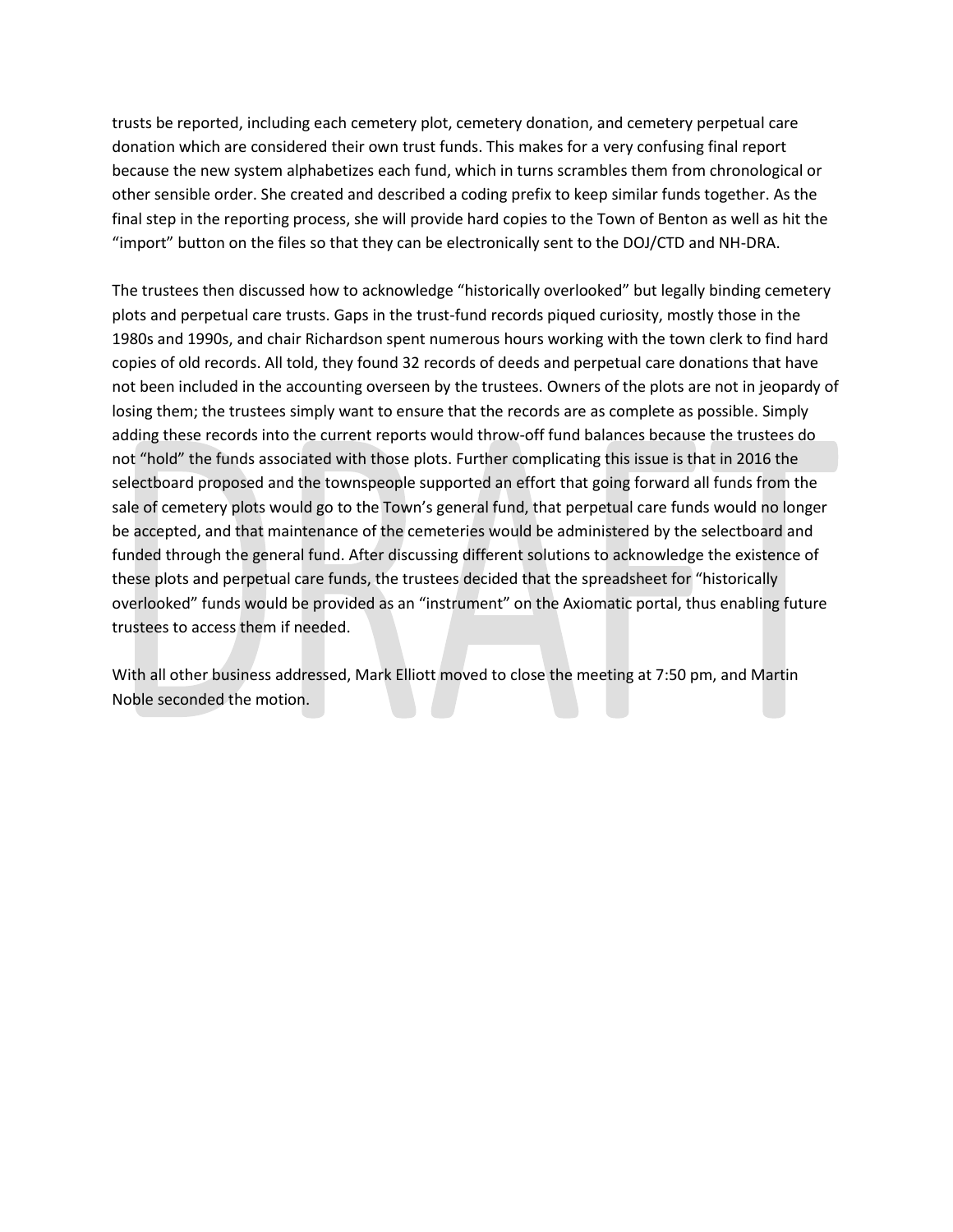trusts be reported, including each cemetery plot, cemetery donation, and cemetery perpetual care donation which are considered their own trust funds. This makes for a very confusing final report because the new system alphabetizes each fund, which in turns scrambles them from chronological or other sensible order. She created and described a coding prefix to keep similar funds together. As the final step in the reporting process, she will provide hard copies to the Town of Benton as well as hit the "import" button on the files so that they can be electronically sent to the DOJ/CTD and NH-DRA.

The trustees then discussed how to acknowledge "historically overlooked" but legally binding cemetery plots and perpetual care trusts. Gaps in the trust-fund records piqued curiosity, mostly those in the 1980s and 1990s, and chair Richardson spent numerous hours working with the town clerk to find hard copies of old records. All told, they found 32 records of deeds and perpetual care donations that have not been included in the accounting overseen by the trustees. Owners of the plots are not in jeopardy of losing them; the trustees simply want to ensure that the records are as complete as possible. Simply adding these records into the current reports would throw-off fund balances because the trustees do not "hold" the funds associated with those plots. Further complicating this issue is that in 2016 the selectboard proposed and the townspeople supported an effort that going forward all funds from the sale of cemetery plots would go to the Town's general fund, that perpetual care funds would no longer be accepted, and that maintenance of the cemeteries would be administered by the selectboard and funded through the general fund. After discussing different solutions to acknowledge the existence of these plots and perpetual care funds, the trustees decided that the spreadsheet for "historically overlooked" funds would be provided as an "instrument" on the Axiomatic portal, thus enabling future trustees to access them if needed.

With all other business addressed, Mark Elliott moved to close the meeting at 7:50 pm, and Martin Noble seconded the motion.